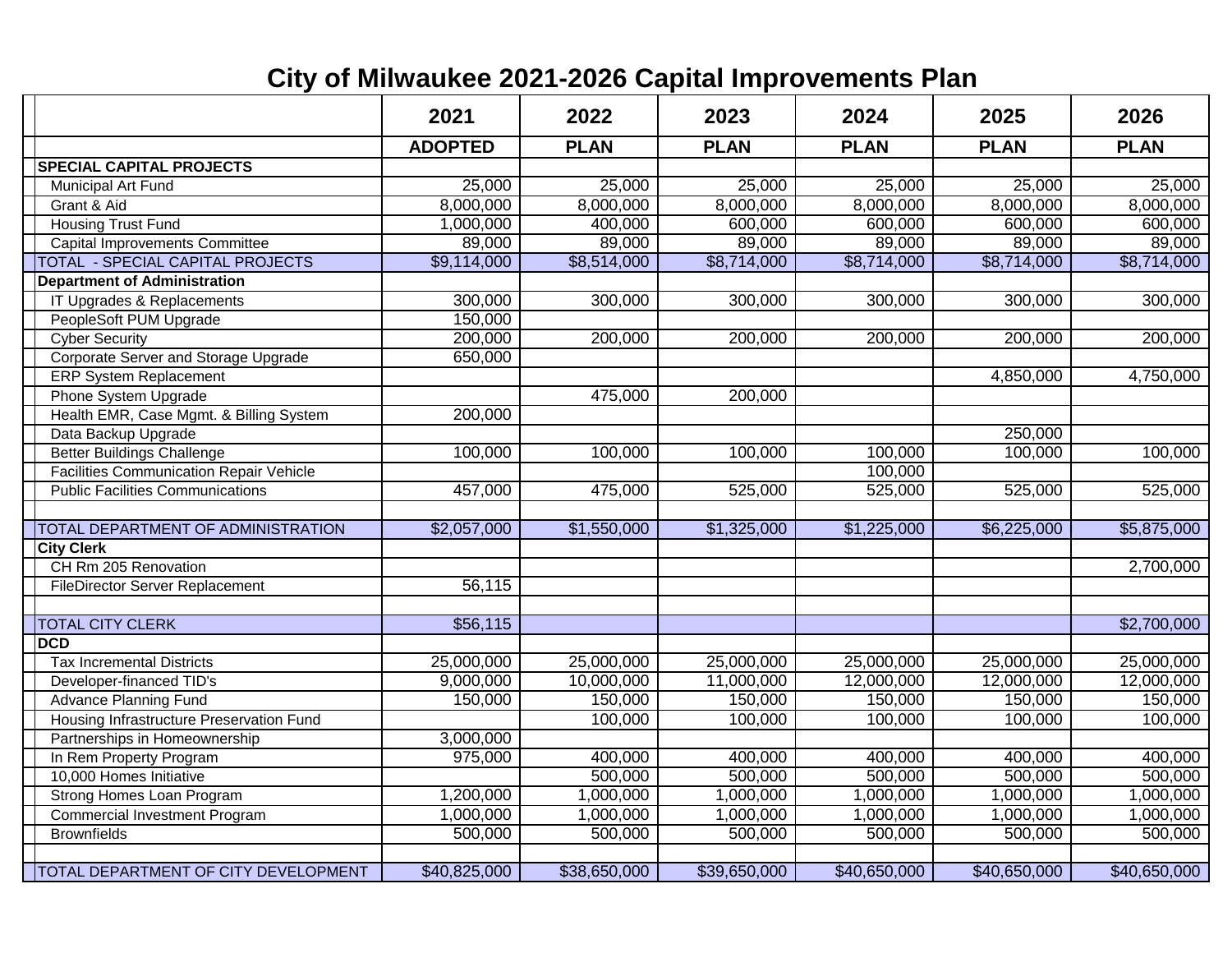# City of Milwaukee 2021-2026 Capital Improvements Plan

| | 2021 | 2022 | 2023 | 2024 | 2025 | 2026 |
|---|---|---|---|---|---|---|
| | **ADOPTED** | **PLAN** | **PLAN** | **PLAN** | **PLAN** | **PLAN** |
| **SPECIAL CAPITAL PROJECTS** | | | | | | |
| Municipal Art Fund | 25,000 | 25,000 | 25,000 | 25,000 | 25,000 | 25,000 |
| Grant & Aid | 8,000,000 | 8,000,000 | 8,000,000 | 8,000,000 | 8,000,000 | 8,000,000 |
| Housing Trust Fund | 1,000,000 | 400,000 | 600,000 | 600,000 | 600,000 | 600,000 |
| Capital Improvements Committee | 89,000 | 89,000 | 89,000 | 89,000 | 89,000 | 89,000 |
| TOTAL - SPECIAL CAPITAL PROJECTS | $9,114,000 | $8,514,000 | $8,714,000 | $8,714,000 | $8,714,000 | $8,714,000 |
| **Department of Administration** | | | | | | |
| IT Upgrades & Replacements | 300,000 | 300,000 | 300,000 | 300,000 | 300,000 | 300,000 |
| PeopleSoft PUM Upgrade | 150,000 | | | | | |
| Cyber Security | 200,000 | 200,000 | 200,000 | 200,000 | 200,000 | 200,000 |
| Corporate Server and Storage Upgrade | 650,000 | | | | | |
| ERP System Replacement | | | | | 4,850,000 | 4,750,000 |
| Phone System Upgrade | | 475,000 | 200,000 | | | |
| Health EMR, Case Mgmt. & Billing System | 200,000 | | | | | |
| Data Backup Upgrade | | | | | 250,000 | |
| Better Buildings Challenge | 100,000 | 100,000 | 100,000 | 100,000 | 100,000 | 100,000 |
| Facilities Communication Repair Vehicle | | | | 100,000 | | |
| Public Facilities Communications | 457,000 | 475,000 | 525,000 | 525,000 | 525,000 | 525,000 |
| | | | | | | |
| TOTAL DEPARTMENT OF ADMINISTRATION | $2,057,000 | $1,550,000 | $1,325,000 | $1,225,000 | $6,225,000 | $5,875,000 |
| **City Clerk** | | | | | | |
| CH Rm 205 Renovation | | | | | | 2,700,000 |
| FileDirector Server Replacement | 56,115 | | | | | |
| | | | | | | |
| TOTAL CITY CLERK | $56,115 | | | | | $2,700,000 |
| **DCD** | | | | | | |
| Tax Incremental Districts | 25,000,000 | 25,000,000 | 25,000,000 | 25,000,000 | 25,000,000 | 25,000,000 |
| Developer-financed TID's | 9,000,000 | 10,000,000 | 11,000,000 | 12,000,000 | 12,000,000 | 12,000,000 |
| Advance Planning Fund | 150,000 | 150,000 | 150,000 | 150,000 | 150,000 | 150,000 |
| Housing Infrastructure Preservation Fund | | 100,000 | 100,000 | 100,000 | 100,000 | 100,000 |
| Partnerships in Homeownership | 3,000,000 | | | | | |
| In Rem Property Program | 975,000 | 400,000 | 400,000 | 400,000 | 400,000 | 400,000 |
| 10,000 Homes Initiative | | 500,000 | 500,000 | 500,000 | 500,000 | 500,000 |
| Strong Homes Loan Program | 1,200,000 | 1,000,000 | 1,000,000 | 1,000,000 | 1,000,000 | 1,000,000 |
| Commercial Investment Program | 1,000,000 | 1,000,000 | 1,000,000 | 1,000,000 | 1,000,000 | 1,000,000 |
| Brownfields | 500,000 | 500,000 | 500,000 | 500,000 | 500,000 | 500,000 |
| | | | | | | |
| TOTAL DEPARTMENT OF CITY DEVELOPMENT | $40,825,000 | $38,650,000 | $39,650,000 | $40,650,000 | $40,650,000 | $40,650,000 |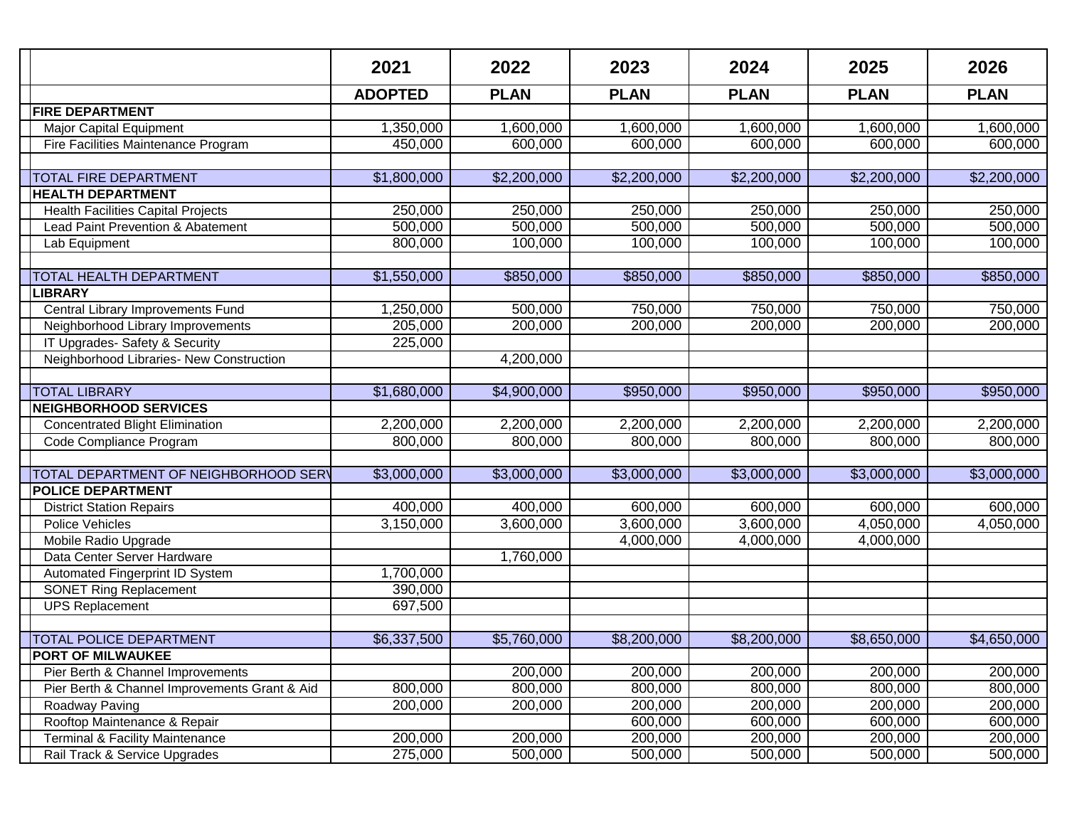| | 2021 | 2022 | 2023 | 2024 | 2025 | 2026 |
|---|---|---|---|---|---|---|
| | **ADOPTED** | **PLAN** | **PLAN** | **PLAN** | **PLAN** | **PLAN** |
| **FIRE DEPARTMENT** | | | | | | |
| Major Capital Equipment | 1,350,000 | 1,600,000 | 1,600,000 | 1,600,000 | 1,600,000 | 1,600,000 |
| Fire Facilities Maintenance Program | 450,000 | 600,000 | 600,000 | 600,000 | 600,000 | 600,000 |
| | | | | | | |
| TOTAL FIRE DEPARTMENT | $1,800,000 | $2,200,000 | $2,200,000 | $2,200,000 | $2,200,000 | $2,200,000 |
| **HEALTH DEPARTMENT** | | | | | | |
| Health Facilities Capital Projects | 250,000 | 250,000 | 250,000 | 250,000 | 250,000 | 250,000 |
| Lead Paint Prevention & Abatement | 500,000 | 500,000 | 500,000 | 500,000 | 500,000 | 500,000 |
| Lab Equipment | 800,000 | 100,000 | 100,000 | 100,000 | 100,000 | 100,000 |
| | | | | | | |
| TOTAL HEALTH DEPARTMENT | $1,550,000 | $850,000 | $850,000 | $850,000 | $850,000 | $850,000 |
| **LIBRARY** | | | | | | |
| Central Library Improvements Fund | 1,250,000 | 500,000 | 750,000 | 750,000 | 750,000 | 750,000 |
| Neighborhood Library Improvements | 205,000 | 200,000 | 200,000 | 200,000 | 200,000 | 200,000 |
| IT Upgrades- Safety & Security | 225,000 | | | | | |
| Neighborhood Libraries- New Construction | | 4,200,000 | | | | |
| | | | | | | |
| TOTAL LIBRARY | $1,680,000 | $4,900,000 | $950,000 | $950,000 | $950,000 | $950,000 |
| **NEIGHBORHOOD SERVICES** | | | | | | |
| Concentrated Blight Elimination | 2,200,000 | 2,200,000 | 2,200,000 | 2,200,000 | 2,200,000 | 2,200,000 |
| Code Compliance Program | 800,000 | 800,000 | 800,000 | 800,000 | 800,000 | 800,000 |
| | | | | | | |
| TOTAL DEPARTMENT OF NEIGHBORHOOD SERV | $3,000,000 | $3,000,000 | $3,000,000 | $3,000,000 | $3,000,000 | $3,000,000 |
| **POLICE DEPARTMENT** | | | | | | |
| District Station Repairs | 400,000 | 400,000 | 600,000 | 600,000 | 600,000 | 600,000 |
| Police Vehicles | 3,150,000 | 3,600,000 | 3,600,000 | 3,600,000 | 4,050,000 | 4,050,000 |
| Mobile Radio Upgrade | | | 4,000,000 | 4,000,000 | 4,000,000 | |
| Data Center Server Hardware | | 1,760,000 | | | | |
| Automated Fingerprint ID System | 1,700,000 | | | | | |
| SONET Ring Replacement | 390,000 | | | | | |
| UPS Replacement | 697,500 | | | | | |
| | | | | | | |
| TOTAL POLICE DEPARTMENT | $6,337,500 | $5,760,000 | $8,200,000 | $8,200,000 | $8,650,000 | $4,650,000 |
| **PORT OF MILWAUKEE** | | | | | | |
| Pier Berth & Channel Improvements | | 200,000 | 200,000 | 200,000 | 200,000 | 200,000 |
| Pier Berth & Channel Improvements Grant & Aid | 800,000 | 800,000 | 800,000 | 800,000 | 800,000 | 800,000 |
| Roadway Paving | 200,000 | 200,000 | 200,000 | 200,000 | 200,000 | 200,000 |
| Rooftop Maintenance & Repair | | | 600,000 | 600,000 | 600,000 | 600,000 |
| Terminal & Facility Maintenance | 200,000 | 200,000 | 200,000 | 200,000 | 200,000 | 200,000 |
| Rail Track & Service Upgrades | 275,000 | 500,000 | 500,000 | 500,000 | 500,000 | 500,000 |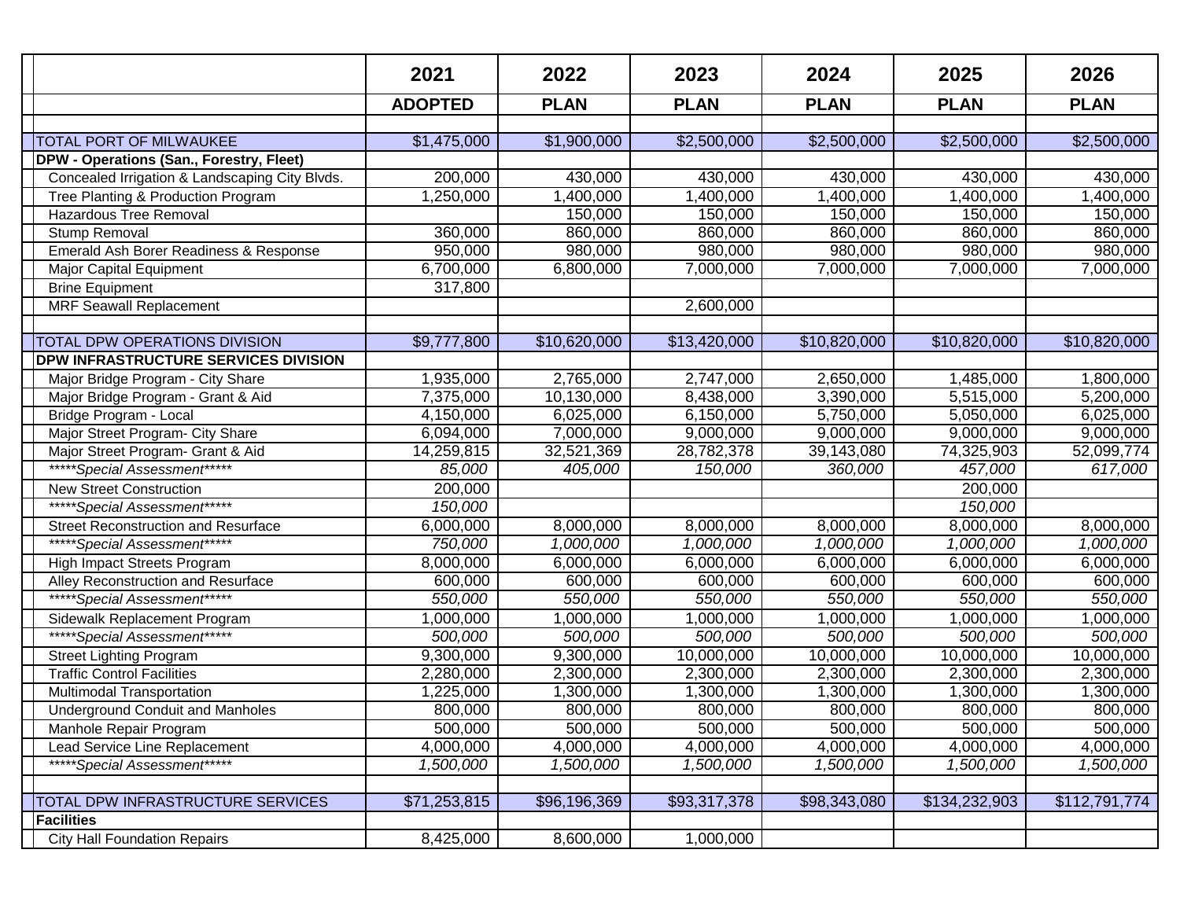| | 2021 | 2022 | 2023 | 2024 | 2025 | 2026 |
|---|---|---|---|---|---|---|
| | **ADOPTED** | **PLAN** | **PLAN** | **PLAN** | **PLAN** | **PLAN** |
| | | | | | | |
| TOTAL PORT OF MILWAUKEE | $1,475,000 | $1,900,000 | $2,500,000 | $2,500,000 | $2,500,000 | $2,500,000 |
| **DPW - Operations (San., Forestry, Fleet)** | | | | | | |
| Concealed Irrigation & Landscaping City Blvds. | 200,000 | 430,000 | 430,000 | 430,000 | 430,000 | 430,000 |
| Tree Planting & Production Program | 1,250,000 | 1,400,000 | 1,400,000 | 1,400,000 | 1,400,000 | 1,400,000 |
| Hazardous Tree Removal | | 150,000 | 150,000 | 150,000 | 150,000 | 150,000 |
| Stump Removal | 360,000 | 860,000 | 860,000 | 860,000 | 860,000 | 860,000 |
| Emerald Ash Borer Readiness & Response | 950,000 | 980,000 | 980,000 | 980,000 | 980,000 | 980,000 |
| Major Capital Equipment | 6,700,000 | 6,800,000 | 7,000,000 | 7,000,000 | 7,000,000 | 7,000,000 |
| Brine Equipment | 317,800 | | | | | |
| MRF Seawall Replacement | | | 2,600,000 | | | |
| | | | | | | |
| TOTAL DPW OPERATIONS DIVISION | $9,777,800 | $10,620,000 | $13,420,000 | $10,820,000 | $10,820,000 | $10,820,000 |
| **DPW INFRASTRUCTURE SERVICES DIVISION** | | | | | | |
| Major Bridge Program - City Share | 1,935,000 | 2,765,000 | 2,747,000 | 2,650,000 | 1,485,000 | 1,800,000 |
| Major Bridge Program - Grant & Aid | 7,375,000 | 10,130,000 | 8,438,000 | 3,390,000 | 5,515,000 | 5,200,000 |
| Bridge Program - Local | 4,150,000 | 6,025,000 | 6,150,000 | 5,750,000 | 5,050,000 | 6,025,000 |
| Major Street Program- City Share | 6,094,000 | 7,000,000 | 9,000,000 | 9,000,000 | 9,000,000 | 9,000,000 |
| Major Street Program- Grant & Aid | 14,259,815 | 32,521,369 | 28,782,378 | 39,143,080 | 74,325,903 | 52,099,774 |
| *\*\*\*\*\*Special Assessment\*\*\*\*\** | *85,000* | *405,000* | *150,000* | *360,000* | *457,000* | *617,000* |
| New Street Construction | 200,000 | | | | 200,000 | |
| *\*\*\*\*\*Special Assessment\*\*\*\*\** | *150,000* | | | | *150,000* | |
| Street Reconstruction and Resurface | 6,000,000 | 8,000,000 | 8,000,000 | 8,000,000 | 8,000,000 | 8,000,000 |
| *\*\*\*\*\*Special Assessment\*\*\*\*\** | *750,000* | *1,000,000* | *1,000,000* | *1,000,000* | *1,000,000* | *1,000,000* |
| High Impact Streets Program | 8,000,000 | 6,000,000 | 6,000,000 | 6,000,000 | 6,000,000 | 6,000,000 |
| Alley Reconstruction and Resurface | 600,000 | 600,000 | 600,000 | 600,000 | 600,000 | 600,000 |
| *\*\*\*\*\*Special Assessment\*\*\*\*\** | *550,000* | *550,000* | *550,000* | *550,000* | *550,000* | *550,000* |
| Sidewalk Replacement Program | 1,000,000 | 1,000,000 | 1,000,000 | 1,000,000 | 1,000,000 | 1,000,000 |
| *\*\*\*\*\*Special Assessment\*\*\*\*\** | *500,000* | *500,000* | *500,000* | *500,000* | *500,000* | *500,000* |
| Street Lighting Program | 9,300,000 | 9,300,000 | 10,000,000 | 10,000,000 | 10,000,000 | 10,000,000 |
| Traffic Control Facilities | 2,280,000 | 2,300,000 | 2,300,000 | 2,300,000 | 2,300,000 | 2,300,000 |
| Multimodal Transportation | 1,225,000 | 1,300,000 | 1,300,000 | 1,300,000 | 1,300,000 | 1,300,000 |
| Underground Conduit and Manholes | 800,000 | 800,000 | 800,000 | 800,000 | 800,000 | 800,000 |
| Manhole Repair Program | 500,000 | 500,000 | 500,000 | 500,000 | 500,000 | 500,000 |
| Lead Service Line Replacement | 4,000,000 | 4,000,000 | 4,000,000 | 4,000,000 | 4,000,000 | 4,000,000 |
| *\*\*\*\*\*Special Assessment\*\*\*\*\** | *1,500,000* | *1,500,000* | *1,500,000* | *1,500,000* | *1,500,000* | *1,500,000* |
| | | | | | | |
| TOTAL DPW INFRASTRUCTURE SERVICES | $71,253,815 | $96,196,369 | $93,317,378 | $98,343,080 | $134,232,903 | $112,791,774 |
| **Facilities** | | | | | | |
| City Hall Foundation Repairs | 8,425,000 | 8,600,000 | 1,000,000 | | | |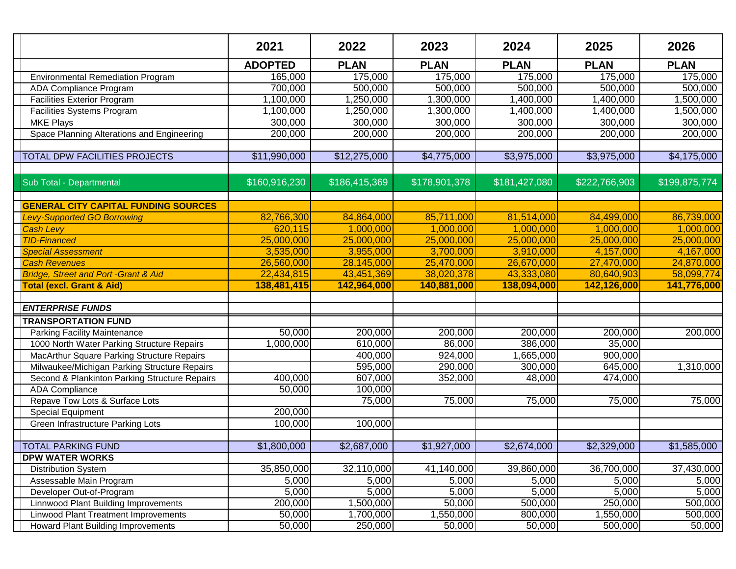| | 2021 | 2022 | 2023 | 2024 | 2025 | 2026 |
|---|---|---|---|---|---|---|
| | **ADOPTED** | **PLAN** | **PLAN** | **PLAN** | **PLAN** | **PLAN** |
| Environmental Remediation Program | 165,000 | 175,000 | 175,000 | 175,000 | 175,000 | 175,000 |
| ADA Compliance Program | 700,000 | 500,000 | 500,000 | 500,000 | 500,000 | 500,000 |
| Facilities Exterior Program | 1,100,000 | 1,250,000 | 1,300,000 | 1,400,000 | 1,400,000 | 1,500,000 |
| Facilities Systems Program | 1,100,000 | 1,250,000 | 1,300,000 | 1,400,000 | 1,400,000 | 1,500,000 |
| MKE Plays | 300,000 | 300,000 | 300,000 | 300,000 | 300,000 | 300,000 |
| Space Planning Alterations and Engineering | 200,000 | 200,000 | 200,000 | 200,000 | 200,000 | 200,000 |
| | | | | | | |
| TOTAL DPW FACILITIES PROJECTS | $11,990,000 | $12,275,000 | $4,775,000 | $3,975,000 | $3,975,000 | $4,175,000 |
| | | | | | | |
| Sub Total - Departmental | $160,916,230 | $186,415,369 | $178,901,378 | $181,427,080 | $222,766,903 | $199,875,774 |
| | | | | | | |
| **GENERAL CITY CAPITAL FUNDING SOURCES** | | | | | | |
| *Levy-Supported GO Borrowing* | 82,766,300 | 84,864,000 | 85,711,000 | 81,514,000 | 84,499,000 | 86,739,000 |
| *Cash Levy* | 620,115 | 1,000,000 | 1,000,000 | 1,000,000 | 1,000,000 | 1,000,000 |
| *TID-Financed* | 25,000,000 | 25,000,000 | 25,000,000 | 25,000,000 | 25,000,000 | 25,000,000 |
| *Special Assessment* | 3,535,000 | 3,955,000 | 3,700,000 | 3,910,000 | 4,157,000 | 4,167,000 |
| *Cash Revenues* | 26,560,000 | 28,145,000 | 25,470,000 | 26,670,000 | 27,470,000 | 24,870,000 |
| *Bridge, Street and Port -Grant & Aid* | 22,434,815 | 43,451,369 | 38,020,378 | 43,333,080 | 80,640,903 | 58,099,774 |
| **Total (excl. Grant & Aid)** | **138,481,415** | **142,964,000** | **140,881,000** | **138,094,000** | **142,126,000** | **141,776,000** |
| | | | | | | |
| ***ENTERPRISE FUNDS*** | | | | | | |
| **TRANSPORTATION FUND** | | | | | | |
| Parking Facility Maintenance | 50,000 | 200,000 | 200,000 | 200,000 | 200,000 | 200,000 |
| 1000 North Water Parking Structure Repairs | 1,000,000 | 610,000 | 86,000 | 386,000 | 35,000 | |
| MacArthur Square Parking Structure Repairs | | 400,000 | 924,000 | 1,665,000 | 900,000 | |
| Milwaukee/Michigan Parking Structure Repairs | | 595,000 | 290,000 | 300,000 | 645,000 | 1,310,000 |
| Second & Plankinton Parking Structure Repairs | 400,000 | 607,000 | 352,000 | 48,000 | 474,000 | |
| ADA Compliance | 50,000 | 100,000 | | | | |
| Repave Tow Lots & Surface Lots | | 75,000 | 75,000 | 75,000 | 75,000 | 75,000 |
| Special Equipment | 200,000 | | | | | |
| Green Infrastructure Parking Lots | 100,000 | 100,000 | | | | |
| | | | | | | |
| TOTAL PARKING FUND | $1,800,000 | $2,687,000 | $1,927,000 | $2,674,000 | $2,329,000 | $1,585,000 |
| **DPW WATER WORKS** | | | | | | |
| Distribution System | 35,850,000 | 32,110,000 | 41,140,000 | 39,860,000 | 36,700,000 | 37,430,000 |
| Assessable Main Program | 5,000 | 5,000 | 5,000 | 5,000 | 5,000 | 5,000 |
| Developer Out-of-Program | 5,000 | 5,000 | 5,000 | 5,000 | 5,000 | 5,000 |
| Linnwood Plant Building Improvements | 200,000 | 1,500,000 | 50,000 | 500,000 | 250,000 | 500,000 |
| Linwood Plant Treatment Improvements | 50,000 | 1,700,000 | 1,550,000 | 800,000 | 1,550,000 | 500,000 |
| Howard Plant Building Improvements | 50,000 | 250,000 | 50,000 | 50,000 | 500,000 | 50,000 |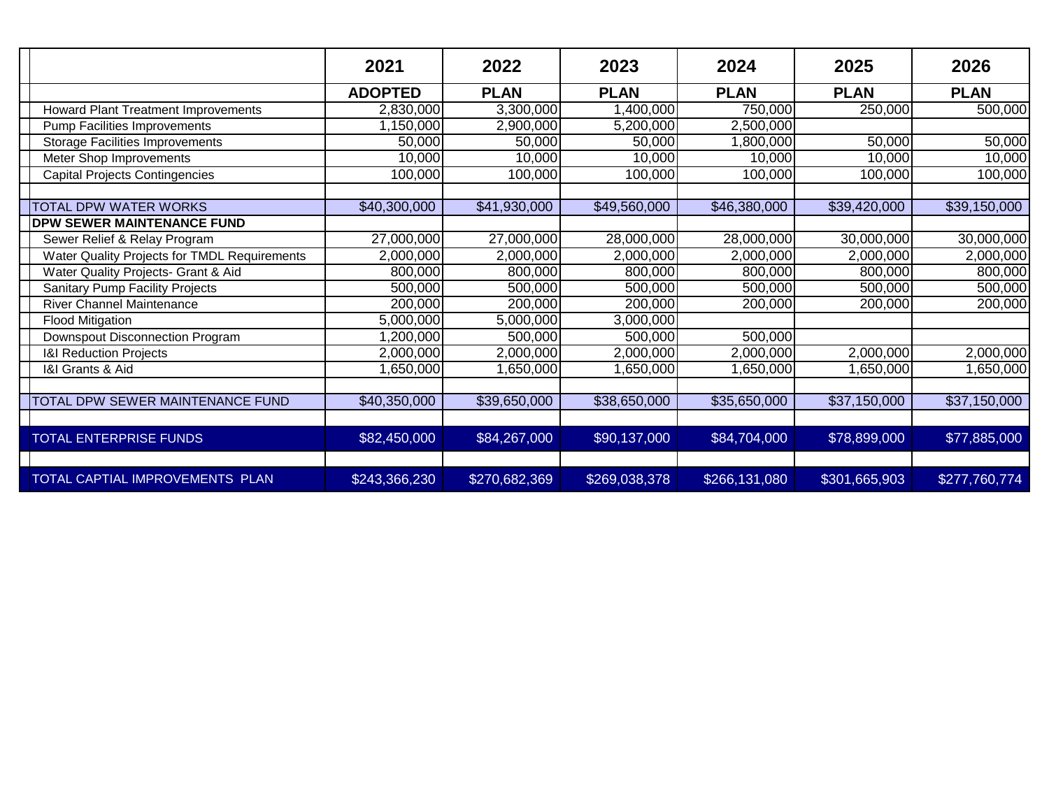| | 2021 | 2022 | 2023 | 2024 | 2025 | 2026 |
|---|---|---|---|---|---|---|
| | **ADOPTED** | **PLAN** | **PLAN** | **PLAN** | **PLAN** | **PLAN** |
| Howard Plant Treatment Improvements | 2,830,000 | 3,300,000 | 1,400,000 | 750,000 | 250,000 | 500,000 |
| Pump Facilities Improvements | 1,150,000 | 2,900,000 | 5,200,000 | 2,500,000 | | |
| Storage Facilities Improvements | 50,000 | 50,000 | 50,000 | 1,800,000 | 50,000 | 50,000 |
| Meter Shop Improvements | 10,000 | 10,000 | 10,000 | 10,000 | 10,000 | 10,000 |
| Capital Projects Contingencies | 100,000 | 100,000 | 100,000 | 100,000 | 100,000 | 100,000 |
| | | | | | | |
| TOTAL DPW WATER WORKS | $40,300,000 | $41,930,000 | $49,560,000 | $46,380,000 | $39,420,000 | $39,150,000 |
| **DPW SEWER MAINTENANCE FUND** | | | | | | |
| Sewer Relief & Relay Program | 27,000,000 | 27,000,000 | 28,000,000 | 28,000,000 | 30,000,000 | 30,000,000 |
| Water Quality Projects for TMDL Requirements | 2,000,000 | 2,000,000 | 2,000,000 | 2,000,000 | 2,000,000 | 2,000,000 |
| Water Quality Projects- Grant & Aid | 800,000 | 800,000 | 800,000 | 800,000 | 800,000 | 800,000 |
| Sanitary Pump Facility Projects | 500,000 | 500,000 | 500,000 | 500,000 | 500,000 | 500,000 |
| River Channel Maintenance | 200,000 | 200,000 | 200,000 | 200,000 | 200,000 | 200,000 |
| Flood Mitigation | 5,000,000 | 5,000,000 | 3,000,000 | | | |
| Downspout Disconnection Program | 1,200,000 | 500,000 | 500,000 | 500,000 | | |
| I&I Reduction Projects | 2,000,000 | 2,000,000 | 2,000,000 | 2,000,000 | 2,000,000 | 2,000,000 |
| I&I Grants & Aid | 1,650,000 | 1,650,000 | 1,650,000 | 1,650,000 | 1,650,000 | 1,650,000 |
| | | | | | | |
| TOTAL DPW SEWER MAINTENANCE FUND | $40,350,000 | $39,650,000 | $38,650,000 | $35,650,000 | $37,150,000 | $37,150,000 |
| | | | | | | |
| TOTAL ENTERPRISE FUNDS | $82,450,000 | $84,267,000 | $90,137,000 | $84,704,000 | $78,899,000 | $77,885,000 |
| | | | | | | |
| TOTAL CAPTIAL IMPROVEMENTS PLAN | $243,366,230 | $270,682,369 | $269,038,378 | $266,131,080 | $301,665,903 | $277,760,774 |